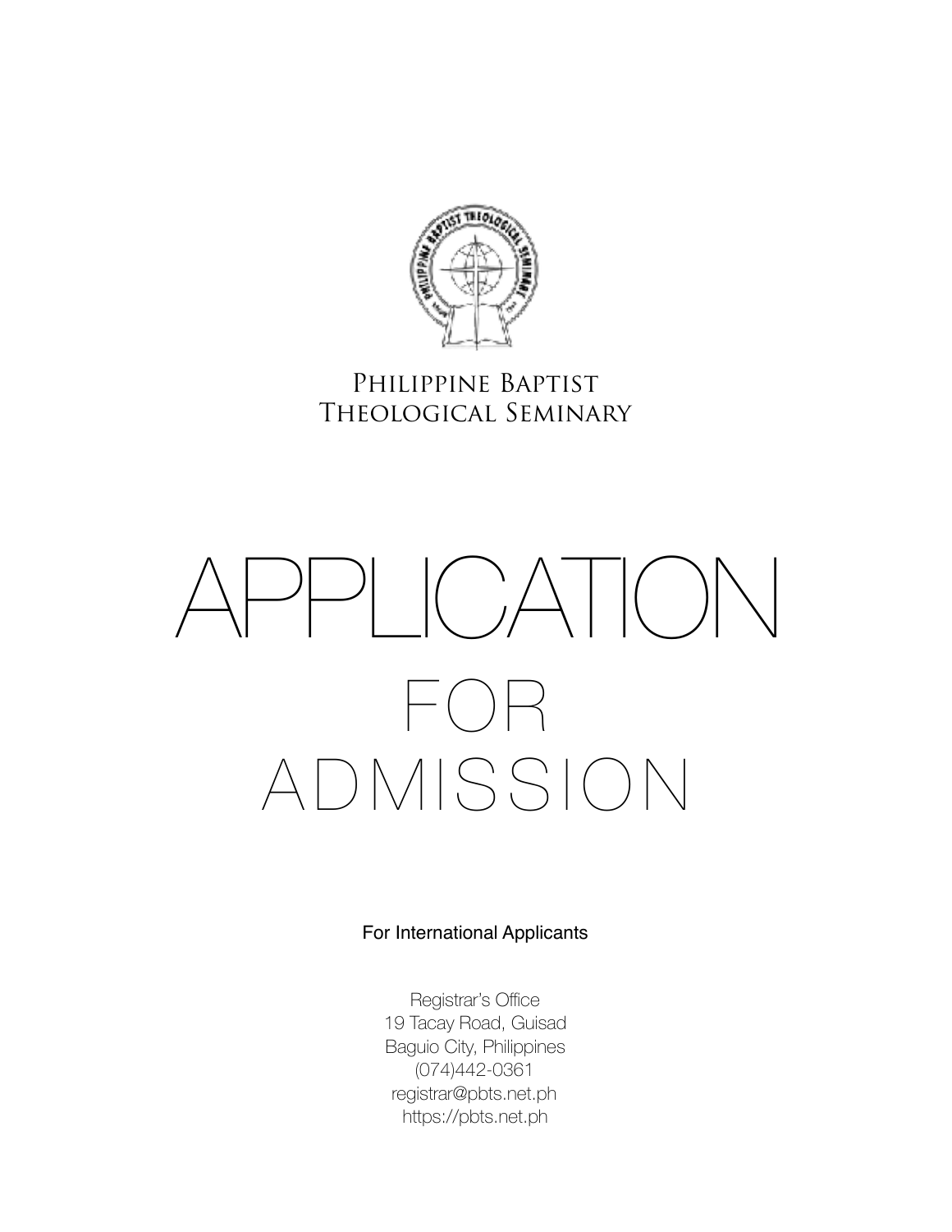Philippine Baptist Theological Seminary

# APPLICATION FOR ADMISSION

For International Applicants

Registrar's Office
19 Tacay Road, Guisad
Baguio City, Philippines
(074)442-0361
registrar@pbts.net.ph
https://pbts.net.ph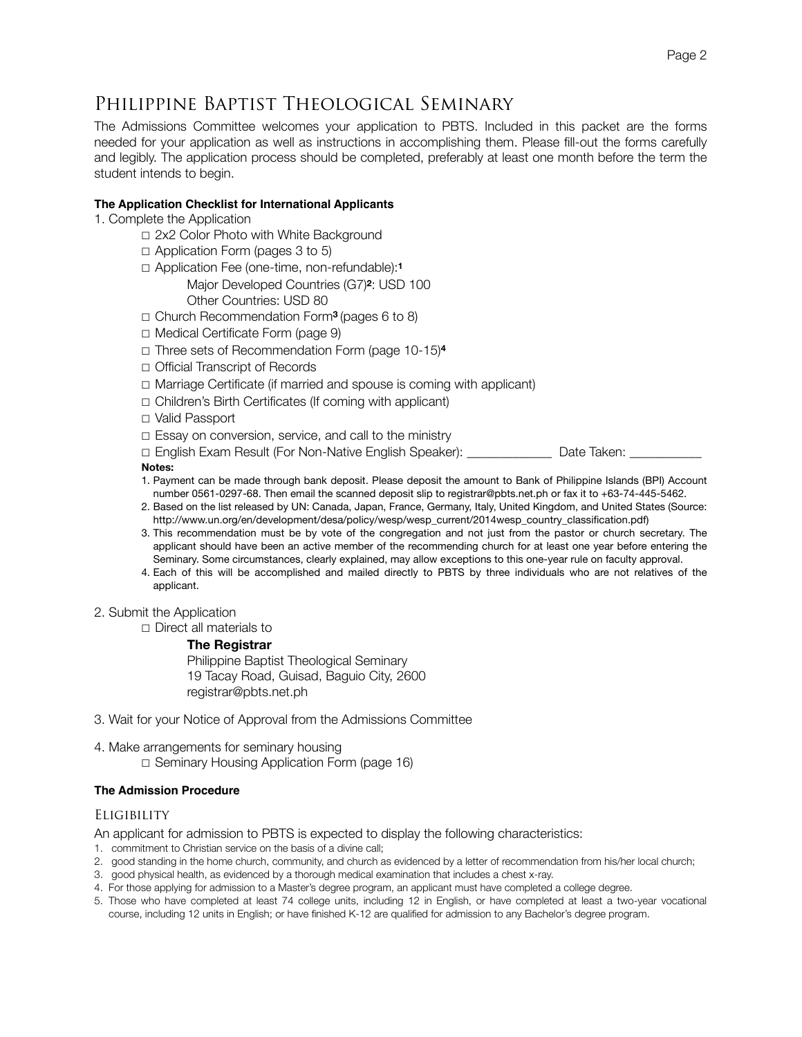// Philippine Baptist Theological Seminary

The Admissions Committee welcomes your application to PBTS. Included in this packet are the forms needed for your application as well as instructions in accomplishing them. Please fill-out the forms carefully and legibly. The application process should be completed, preferably at least one month before the term the student intends to begin.

**The Application Checklist for International Applicants**

1. Complete the Application
   - □ 2x2 Color Photo with White Background
   - □ Application Form (pages 3 to 5)
   - □ Application Fee (one-time, non-refundable):[1]
     - Major Developed Countries (G7)[2]: USD 100
     - Other Countries: USD 80
   - □ Church Recommendation Form[3] (pages 6 to 8)
   - □ Medical Certificate Form (page 9)
   - □ Three sets of Recommendation Form (page 10-15)[4]
   - □ Official Transcript of Records
   - □ Marriage Certificate (if married and spouse is coming with applicant)
   - □ Children's Birth Certificates (If coming with applicant)
   - □ Valid Passport
   - □ Essay on conversion, service, and call to the ministry
   - □ English Exam Result (For Non-Native English Speaker): _____________ Date Taken: ___________

   **Notes:**

   1. Payment can be made through bank deposit. Please deposit the amount to Bank of Philippine Islands (BPI) Account number 0561-0297-68. Then email the scanned deposit slip to registrar@pbts.net.ph or fax it to +63-74-445-5462.
   2. Based on the list released by UN: Canada, Japan, France, Germany, Italy, United Kingdom, and United States (Source: http://www.un.org/en/development/desa/policy/wesp/wesp_current/2014wesp_country_classification.pdf)
   3. This recommendation must be by vote of the congregation and not just from the pastor or church secretary. The applicant should have been an active member of the recommending church for at least one year before entering the Seminary. Some circumstances, clearly explained, may allow exceptions to this one-year rule on faculty approval.
   4. Each of this will be accomplished and mailed directly to PBTS by three individuals who are not relatives of the applicant.

2. Submit the Application
   - □ Direct all materials to

     **The Registrar**
     Philippine Baptist Theological Seminary
     19 Tacay Road, Guisad, Baguio City, 2600
     registrar@pbts.net.ph

3. Wait for your Notice of Approval from the Admissions Committee

4. Make arrangements for seminary housing
   - □ Seminary Housing Application Form (page 16)

**The Admission Procedure**

## Eligibility

An applicant for admission to PBTS is expected to display the following characteristics:

1. commitment to Christian service on the basis of a divine call;
2. good standing in the home church, community, and church as evidenced by a letter of recommendation from his/her local church;
3. good physical health, as evidenced by a thorough medical examination that includes a chest x-ray.
4. For those applying for admission to a Master's degree program, an applicant must have completed a college degree.
5. Those who have completed at least 74 college units, including 12 in English, or have completed at least a two-year vocational course, including 12 units in English; or have finished K-12 are qualified for admission to any Bachelor's degree program.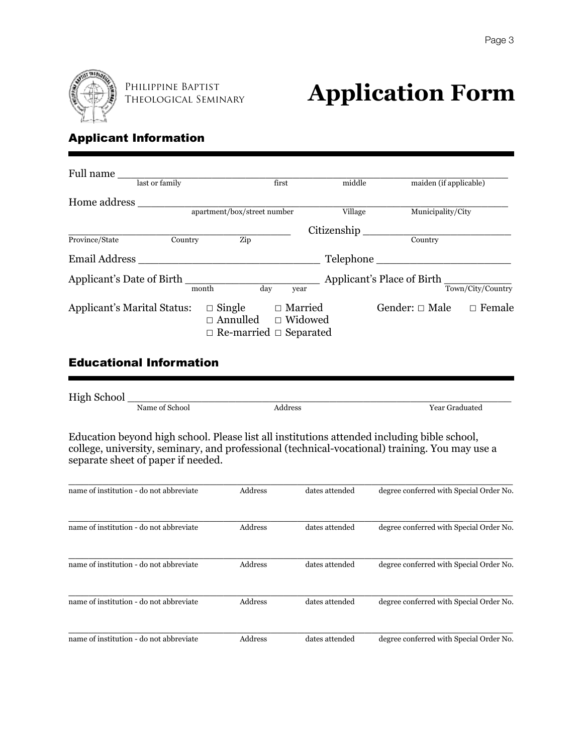Philippine Baptist Theological Seminary

# Application Form

## Applicant Information

Full name ________________________________________________
last or family | first | middle | maiden (if applicable)

Home address ________________________________________________
apartment/box/street number | Village | Municipality/City

________________________________ Citizenship ____________________
Province/State | Country | Zip | Country

Email Address ________________________ Telephone ____________________

Applicant's Date of Birth ____________________ Applicant's Place of Birth __________
month | day | year | Town/City/Country

Applicant's Marital Status: □ Single □ Married □ Annulled □ Widowed □ Re-married □ Separated

Gender: □ Male □ Female

## Educational Information

High School ________________________________________________
Name of School | Address | Year Graduated

Education beyond high school. Please list all institutions attended including bible school, college, university, seminary, and professional (technical-vocational) training. You may use a separate sheet of paper if needed.

| name of institution - do not abbreviate | Address | dates attended | degree conferred with Special Order No. |
|---|---|---|---|
| | | | |
| | | | |
| | | | |
| | | | |
| | | | |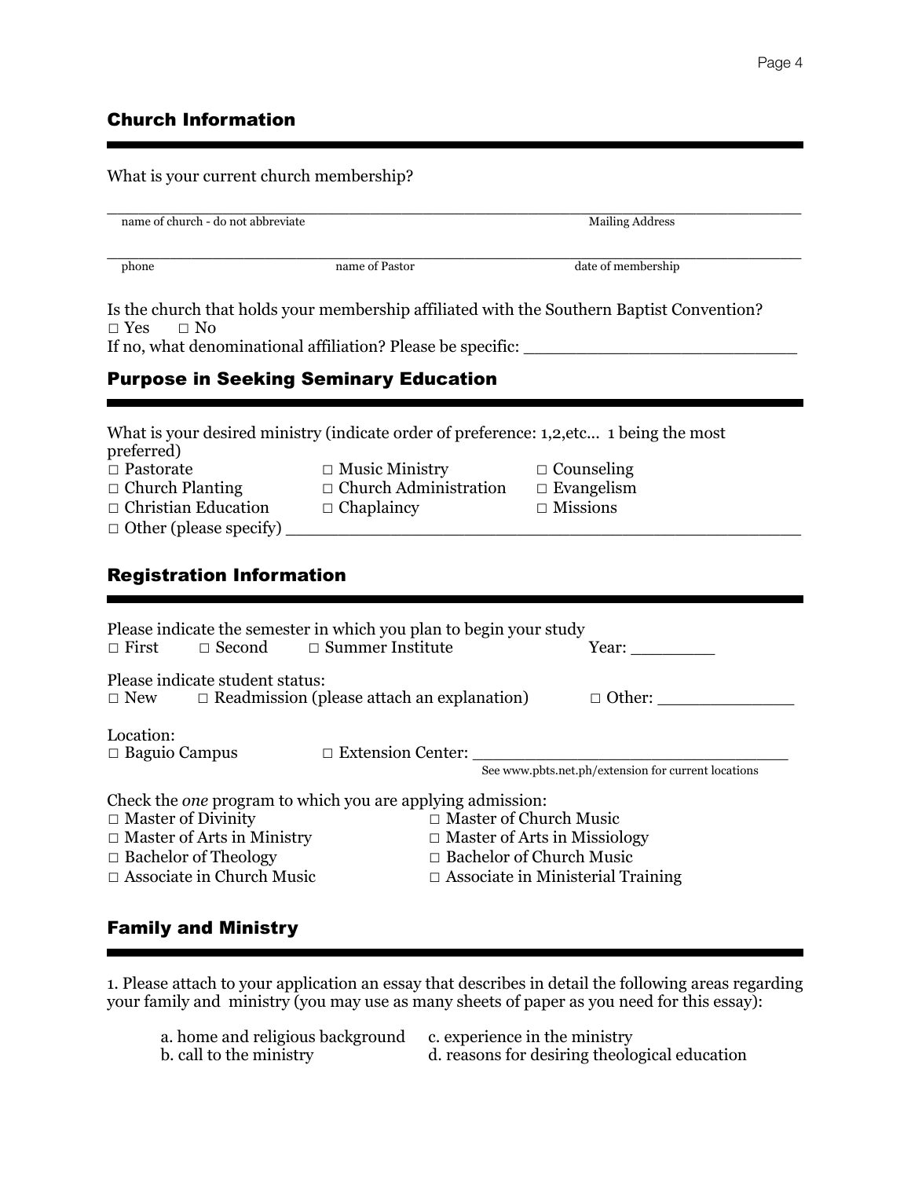## Church Information

What is your current church membership?

______________________________________________________________________________
name of church - do not abbreviate                                        Mailing Address

______________________________________________________________________________
phone                    name of Pastor                    date of membership

Is the church that holds your membership affiliated with the Southern Baptist Convention?
□ Yes  □ No
If no, what denominational affiliation? Please be specific: _______________________

## Purpose in Seeking Seminary Education

What is your desired ministry (indicate order of preference: 1,2,etc... 1 being the most preferred)

□ Pastorate
□ Music Ministry
□ Counseling
□ Church Planting
□ Church Administration
□ Evangelism
□ Christian Education
□ Chaplaincy
□ Missions
□ Other (please specify) ______________________________________________

## Registration Information

Please indicate the semester in which you plan to begin your study
□ First  □ Second  □ Summer Institute  Year: ________

Please indicate student status:
□ New  □ Readmission (please attach an explanation)  □ Other: ____________

Location:
□ Baguio Campus  □ Extension Center: ____________________________
See www.pbts.net.ph/extension for current locations

Check the *one* program to which you are applying admission:

□ Master of Divinity
□ Master of Church Music
□ Master of Arts in Ministry
□ Master of Arts in Missiology
□ Bachelor of Theology
□ Bachelor of Church Music
□ Associate in Church Music
□ Associate in Ministerial Training

## Family and Ministry

1. Please attach to your application an essay that describes in detail the following areas regarding your family and ministry (you may use as many sheets of paper as you need for this essay):

   a. home and religious background
   b. call to the ministry
   c. experience in the ministry
   d. reasons for desiring theological education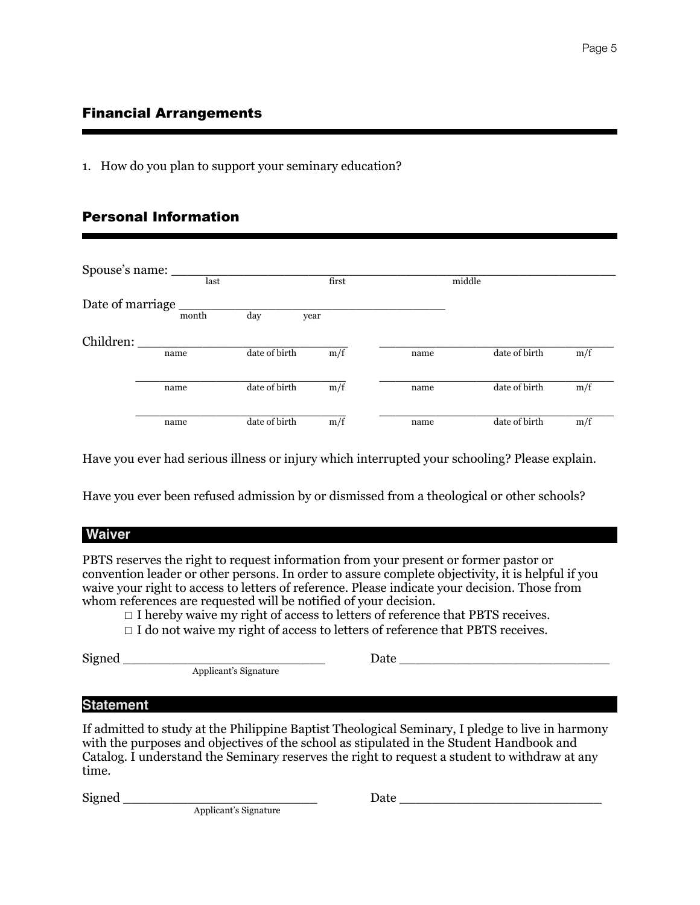## Financial Arrangements

1. How do you plan to support your seminary education?

## Personal Information

Spouse's name: ________________________________________________
last first middle

Date of marriage ______________________________
month day year

Children:

| name | date of birth | m/f | name | date of birth | m/f |
|---|---|---|---|---|---|
| | | | | | |
| | | | | | |
| | | | | | |

Have you ever had serious illness or injury which interrupted your schooling? Please explain.

Have you ever been refused admission by or dismissed from a theological or other schools?

### Waiver

PBTS reserves the right to request information from your present or former pastor or convention leader or other persons. In order to assure complete objectivity, it is helpful if you waive your right to access to letters of reference. Please indicate your decision. Those from whom references are requested will be notified of your decision.

- □ I hereby waive my right of access to letters of reference that PBTS receives.
- □ I do not waive my right of access to letters of reference that PBTS receives.

Signed ____________________________ Date ____________________________
Applicant's Signature

### Statement

If admitted to study at the Philippine Baptist Theological Seminary, I pledge to live in harmony with the purposes and objectives of the school as stipulated in the Student Handbook and Catalog. I understand the Seminary reserves the right to request a student to withdraw at any time.

Signed ____________________________ Date ____________________________
Applicant's Signature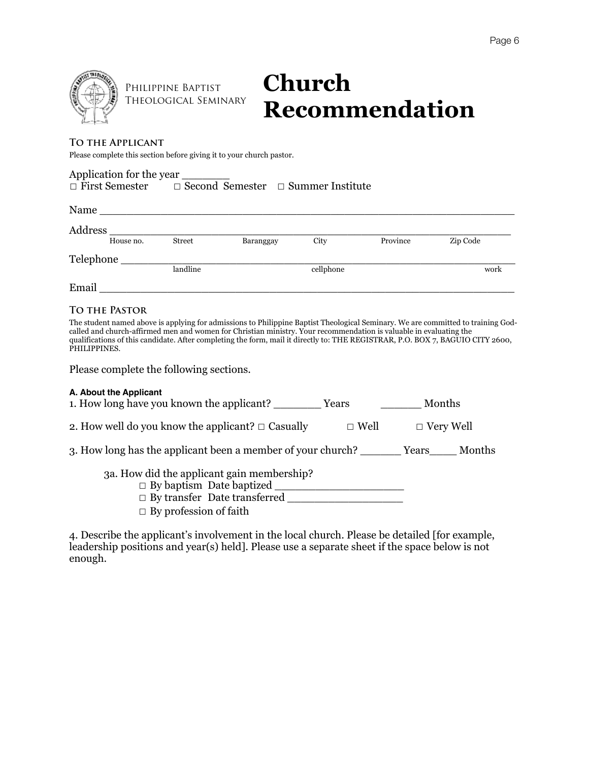Philippine Baptist Theological Seminary

# Church Recommendation

### To the Applicant

Please complete this section before giving it to your church pastor.

Application for the year _______
□ First Semester □ Second Semester □ Summer Institute

Name ___________________________________________________________

Address ___________________________________________________________
House no. Street Baranggay City Province Zip Code

Telephone ___________________________________________________________
landline cellphone work

Email ___________________________________________________________

### To the Pastor

The student named above is applying for admissions to Philippine Baptist Theological Seminary. We are committed to training God-called and church-affirmed men and women for Christian ministry. Your recommendation is valuable in evaluating the qualifications of this candidate. After completing the form, mail it directly to: THE REGISTRAR, P.O. BOX 7, BAGUIO CITY 2600, PHILIPPINES.

Please complete the following sections.

**A. About the Applicant**

1. How long have you known the applicant? _______ Years ______ Months

2. How well do you know the applicant? □ Casually □ Well □ Very Well

3. How long has the applicant been a member of your church? ______ Years____ Months

   3a. How did the applicant gain membership?
   - □ By baptism Date baptized __________________
   - □ By transfer Date transferred ________________
   - □ By profession of faith

4. Describe the applicant's involvement in the local church. Please be detailed [for example, leadership positions and year(s) held]. Please use a separate sheet if the space below is not enough.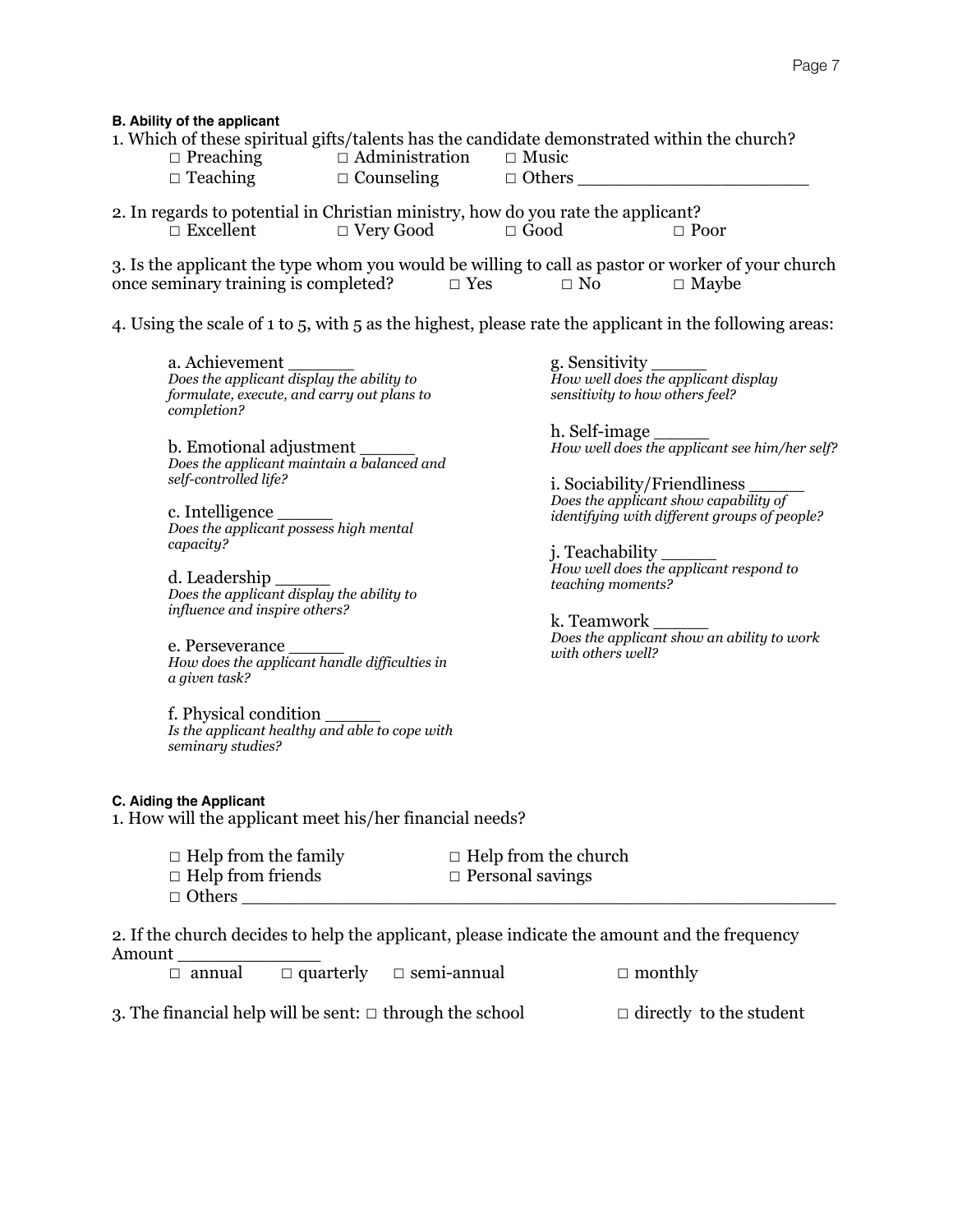#### B. Ability of the applicant

1. Which of these spiritual gifts/talents has the candidate demonstrated within the church?

   □ Preaching    □ Administration    □ Music
   □ Teaching    □ Counseling    □ Others ____________________

2. In regards to potential in Christian ministry, how do you rate the applicant?

   □ Excellent    □ Very Good    □ Good    □ Poor

3. Is the applicant the type whom you would be willing to call as pastor or worker of your church once seminary training is completed?    □ Yes    □ No    □ Maybe

4. Using the scale of 1 to 5, with 5 as the highest, please rate the applicant in the following areas:

   a. Achievement ______
   *Does the applicant display the ability to formulate, execute, and carry out plans to completion?*

   b. Emotional adjustment _____
   *Does the applicant maintain a balanced and self-controlled life?*

   c. Intelligence _____
   *Does the applicant possess high mental capacity?*

   d. Leadership _____
   *Does the applicant display the ability to influence and inspire others?*

   e. Perseverance _____
   *How does the applicant handle difficulties in a given task?*

   f. Physical condition _____
   *Is the applicant healthy and able to cope with seminary studies?*

   g. Sensitivity _____
   *How well does the applicant display sensitivity to how others feel?*

   h. Self-image _____
   *How well does the applicant see him/her self?*

   i. Sociability/Friendliness _____
   *Does the applicant show capability of identifying with different groups of people?*

   j. Teachability _____
   *How well does the applicant respond to teaching moments?*

   k. Teamwork _____
   *Does the applicant show an ability to work with others well?*

#### C. Aiding the Applicant

1. How will the applicant meet his/her financial needs?

   □ Help from the family    □ Help from the church
   □ Help from friends    □ Personal savings
   □ Others ______________________________________________________

2. If the church decides to help the applicant, please indicate the amount and the frequency
   Amount _____________
   □ annual    □ quarterly    □ semi-annual    □ monthly

3. The financial help will be sent: □ through the school    □ directly to the student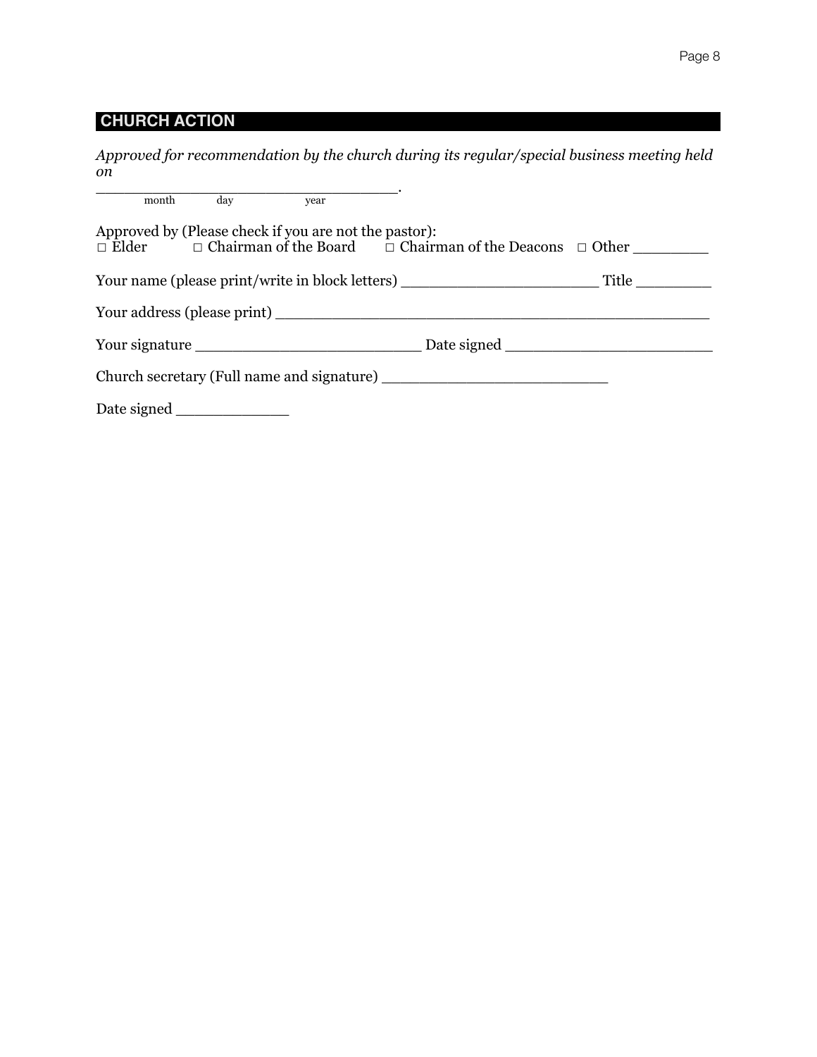## CHURCH ACTION

*Approved for recommendation by the church during its regular/special business meeting held on*

_________________________________.
month day year

Approved by (Please check if you are not the pastor):
□ Elder □ Chairman of the Board □ Chairman of the Deacons □ Other ________

Your name (please print/write in block letters) _____________________ Title ________

Your address (please print) ______________________________________________

Your signature ________________________ Date signed ______________________

Church secretary (Full name and signature) ________________________

Date signed ____________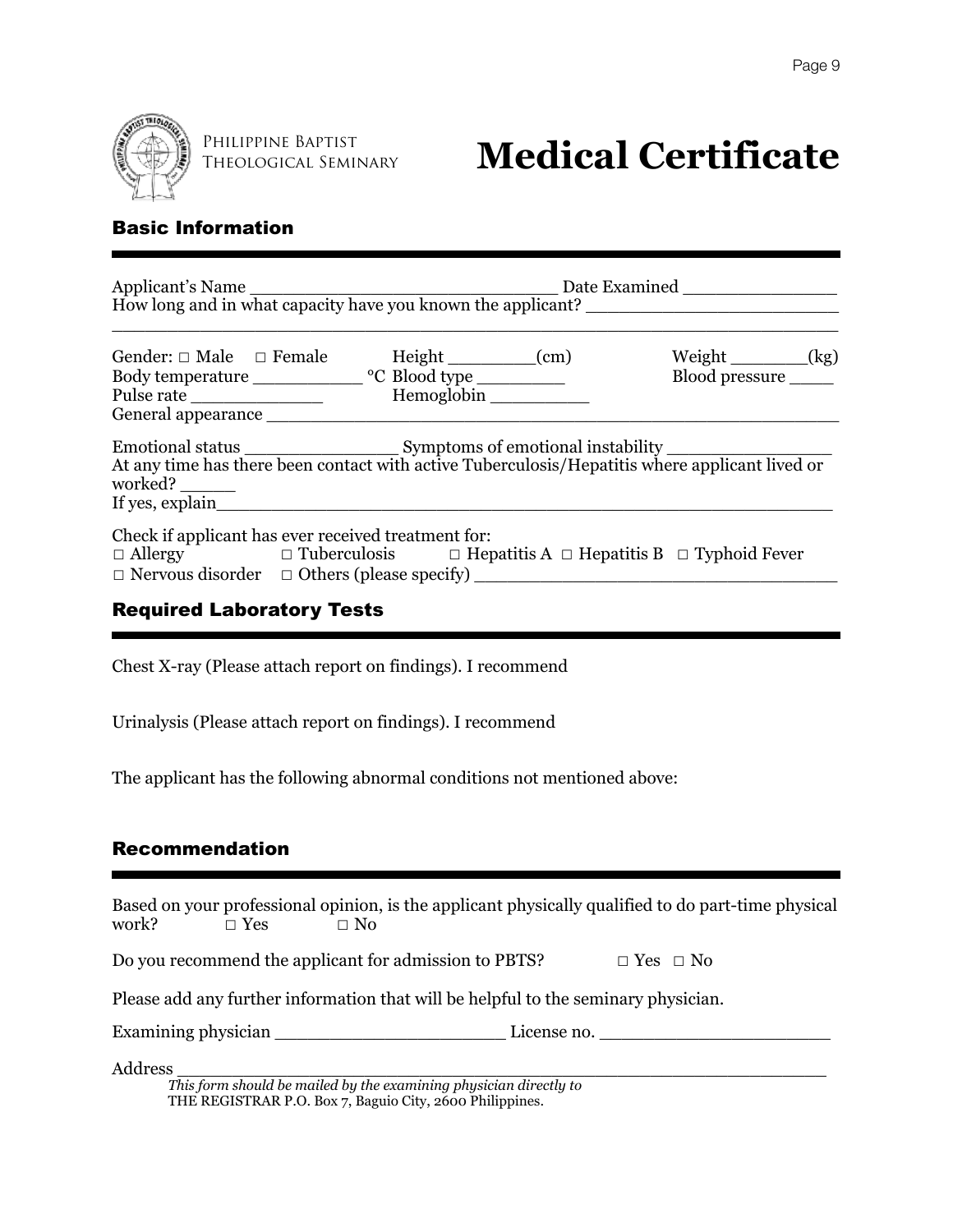Philippine Baptist Theological Seminary

# Medical Certificate

## Basic Information

Applicant's Name ______________________________ Date Examined _______________
How long and in what capacity have you known the applicant? _________________________
______________________________________________________________________________

Gender: □ Male □ Female Height _________(cm) Weight ________(kg)
Body temperature ___________ °C Blood type _________ Blood pressure _____
Pulse rate ______________ Hemoglobin __________
General appearance ____________________________________________________________

Emotional status _______________ Symptoms of emotional instability ________________
At any time has there been contact with active Tuberculosis/Hepatitis where applicant lived or worked? ______
If yes, explain_______________________________________________________________

Check if applicant has ever received treatment for:
□ Allergy □ Tuberculosis □ Hepatitis A □ Hepatitis B □ Typhoid Fever
□ Nervous disorder □ Others (please specify) ___________________________________

## Required Laboratory Tests

Chest X-ray (Please attach report on findings). I recommend

Urinalysis (Please attach report on findings). I recommend

The applicant has the following abnormal conditions not mentioned above:

## Recommendation

Based on your professional opinion, is the applicant physically qualified to do part-time physical work? □ Yes □ No

Do you recommend the applicant for admission to PBTS? □ Yes □ No

Please add any further information that will be helpful to the seminary physician.

Examining physician ______________________ License no. _______________________

Address __________________________________________________________________

*This form should be mailed by the examining physician directly to*
THE REGISTRAR P.O. Box 7, Baguio City, 2600 Philippines.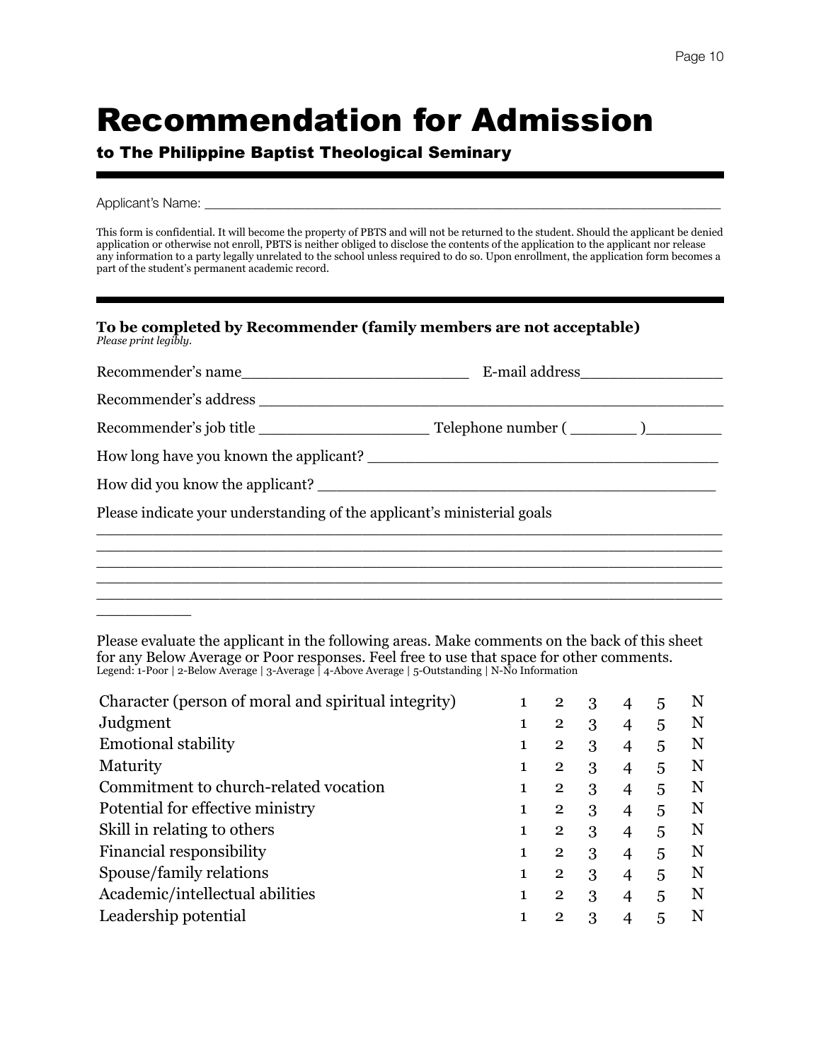# Recommendation for Admission

**to The Philippine Baptist Theological Seminary**

Applicant's Name: ___________________________________________________________

This form is confidential. It will become the property of PBTS and will not be returned to the student. Should the applicant be denied application or otherwise not enroll, PBTS is neither obliged to disclose the contents of the application to the applicant nor release any information to a party legally unrelated to the school unless required to do so. Upon enrollment, the application form becomes a part of the student's permanent academic record.

**To be completed by Recommender (family members are not acceptable)**
*Please print legibly.*

Recommender's name________________________ E-mail address_______________

Recommender's address ________________________________________________

Recommender's job title __________________ Telephone number ( _______ )________

How long have you known the applicant? ____________________________________

How did you know the applicant? _________________________________________

Please indicate your understanding of the applicant's ministerial goals

_________________________________________________________________
_________________________________________________________________
_________________________________________________________________
_________________________________________________________________
_________________________________________________________________
__________

Please evaluate the applicant in the following areas. Make comments on the back of this sheet for any Below Average or Poor responses. Feel free to use that space for other comments.
Legend: 1-Poor | 2-Below Average | 3-Average | 4-Above Average | 5-Outstanding | N-No Information

| | | | | | | |
|---|---|---|---|---|---|---|
| Character (person of moral and spiritual integrity) | 1 | 2 | 3 | 4 | 5 | N |
| Judgment | 1 | 2 | 3 | 4 | 5 | N |
| Emotional stability | 1 | 2 | 3 | 4 | 5 | N |
| Maturity | 1 | 2 | 3 | 4 | 5 | N |
| Commitment to church-related vocation | 1 | 2 | 3 | 4 | 5 | N |
| Potential for effective ministry | 1 | 2 | 3 | 4 | 5 | N |
| Skill in relating to others | 1 | 2 | 3 | 4 | 5 | N |
| Financial responsibility | 1 | 2 | 3 | 4 | 5 | N |
| Spouse/family relations | 1 | 2 | 3 | 4 | 5 | N |
| Academic/intellectual abilities | 1 | 2 | 3 | 4 | 5 | N |
| Leadership potential | 1 | 2 | 3 | 4 | 5 | N |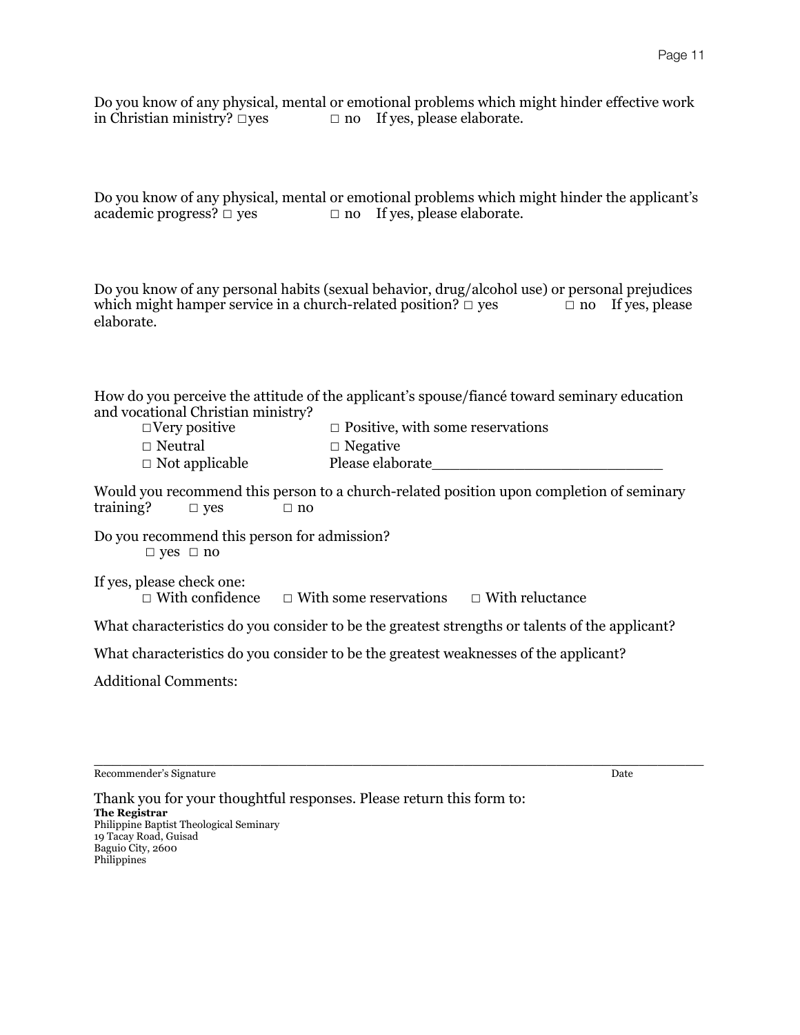Do you know of any physical, mental or emotional problems which might hinder effective work in Christian ministry? □yes □ no If yes, please elaborate.

Do you know of any physical, mental or emotional problems which might hinder the applicant's academic progress? □ yes □ no If yes, please elaborate.

Do you know of any personal habits (sexual behavior, drug/alcohol use) or personal prejudices which might hamper service in a church-related position? □ yes □ no If yes, please elaborate.

How do you perceive the attitude of the applicant's spouse/fiancé toward seminary education and vocational Christian ministry?

□Very positive □ Positive, with some reservations
□ Neutral □ Negative
□ Not applicable Please elaborate_________________________

Would you recommend this person to a church-related position upon completion of seminary training? □ yes □ no

Do you recommend this person for admission?
□ yes □ no

If yes, please check one:
□ With confidence □ With some reservations □ With reluctance

What characteristics do you consider to be the greatest strengths or talents of the applicant?

What characteristics do you consider to be the greatest weaknesses of the applicant?

Additional Comments:

_______________________________________________________________

Recommender's Signature Date

Thank you for your thoughtful responses. Please return this form to:
**The Registrar**
Philippine Baptist Theological Seminary
19 Tacay Road, Guisad
Baguio City, 2600
Philippines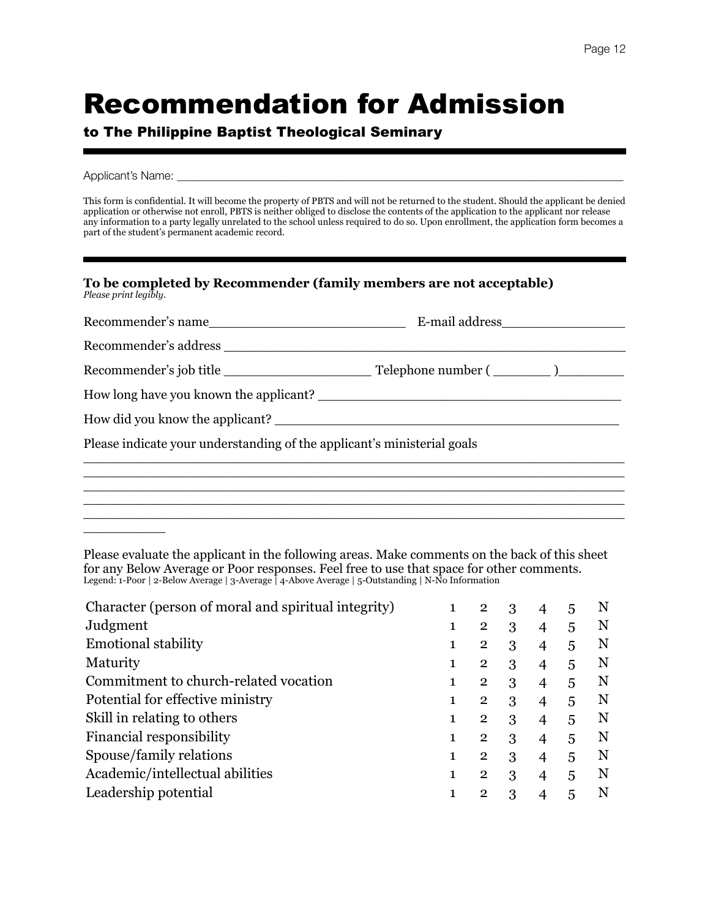# Recommendation for Admission

## to The Philippine Baptist Theological Seminary

Applicant's Name: ___________________________________________________________

This form is confidential. It will become the property of PBTS and will not be returned to the student. Should the applicant be denied application or otherwise not enroll, PBTS is neither obliged to disclose the contents of the application to the applicant nor release any information to a party legally unrelated to the school unless required to do so. Upon enrollment, the application form becomes a part of the student's permanent academic record.

**To be completed by Recommender (family members are not acceptable)**
*Please print legibly.*

Recommender's name________________________ E-mail address_______________

Recommender's address _________________________________________________

Recommender's job title __________________ Telephone number ( _______ )________

How long have you known the applicant? ____________________________________

How did you know the applicant? _________________________________________

Please indicate your understanding of the applicant's ministerial goals

________________________________________________________________________
________________________________________________________________________
________________________________________________________________________
________________________________________________________________________
________________________________________________________________________
__________

Please evaluate the applicant in the following areas. Make comments on the back of this sheet for any Below Average or Poor responses. Feel free to use that space for other comments.
Legend: 1-Poor | 2-Below Average | 3-Average | 4-Above Average | 5-Outstanding | N-No Information

| | | | | | | |
|---|---|---|---|---|---|---|
| Character (person of moral and spiritual integrity) | 1 | 2 | 3 | 4 | 5 | N |
| Judgment | 1 | 2 | 3 | 4 | 5 | N |
| Emotional stability | 1 | 2 | 3 | 4 | 5 | N |
| Maturity | 1 | 2 | 3 | 4 | 5 | N |
| Commitment to church-related vocation | 1 | 2 | 3 | 4 | 5 | N |
| Potential for effective ministry | 1 | 2 | 3 | 4 | 5 | N |
| Skill in relating to others | 1 | 2 | 3 | 4 | 5 | N |
| Financial responsibility | 1 | 2 | 3 | 4 | 5 | N |
| Spouse/family relations | 1 | 2 | 3 | 4 | 5 | N |
| Academic/intellectual abilities | 1 | 2 | 3 | 4 | 5 | N |
| Leadership potential | 1 | 2 | 3 | 4 | 5 | N |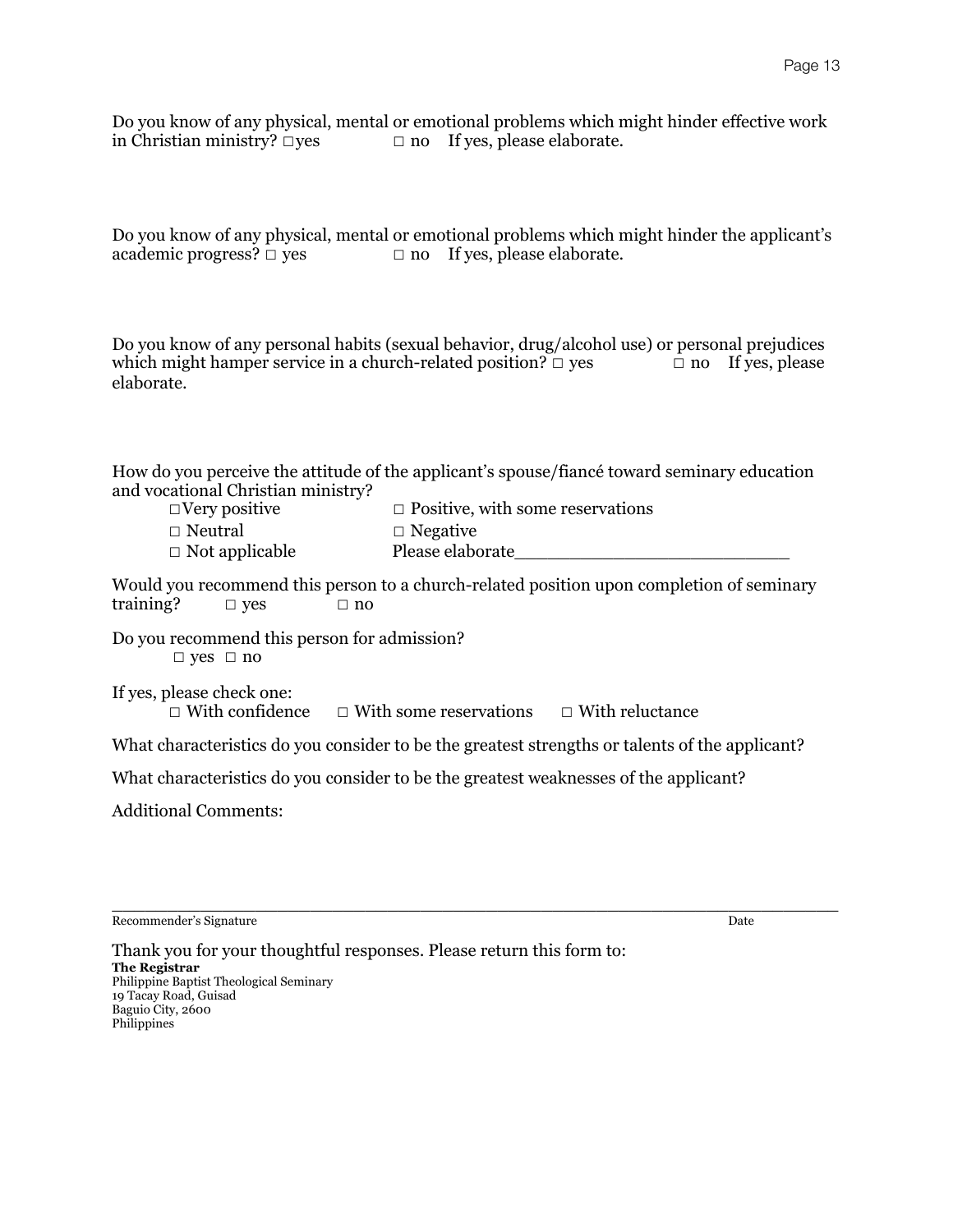Do you know of any physical, mental or emotional problems which might hinder effective work in Christian ministry? □yes □ no If yes, please elaborate.

Do you know of any physical, mental or emotional problems which might hinder the applicant's academic progress? □ yes □ no If yes, please elaborate.

Do you know of any personal habits (sexual behavior, drug/alcohol use) or personal prejudices which might hamper service in a church-related position? □ yes □ no If yes, please elaborate.

How do you perceive the attitude of the applicant's spouse/fiancé toward seminary education and vocational Christian ministry?

□Very positive □ Positive, with some reservations
□ Neutral □ Negative
□ Not applicable Please elaborate__________________________

Would you recommend this person to a church-related position upon completion of seminary training? □ yes □ no

Do you recommend this person for admission?
□ yes □ no

If yes, please check one:
□ With confidence □ With some reservations □ With reluctance

What characteristics do you consider to be the greatest strengths or talents of the applicant?

What characteristics do you consider to be the greatest weaknesses of the applicant?

Additional Comments:

_______________________________________________________________

Recommender's Signature Date

Thank you for your thoughtful responses. Please return this form to:

**The Registrar**
Philippine Baptist Theological Seminary
19 Tacay Road, Guisad
Baguio City, 2600
Philippines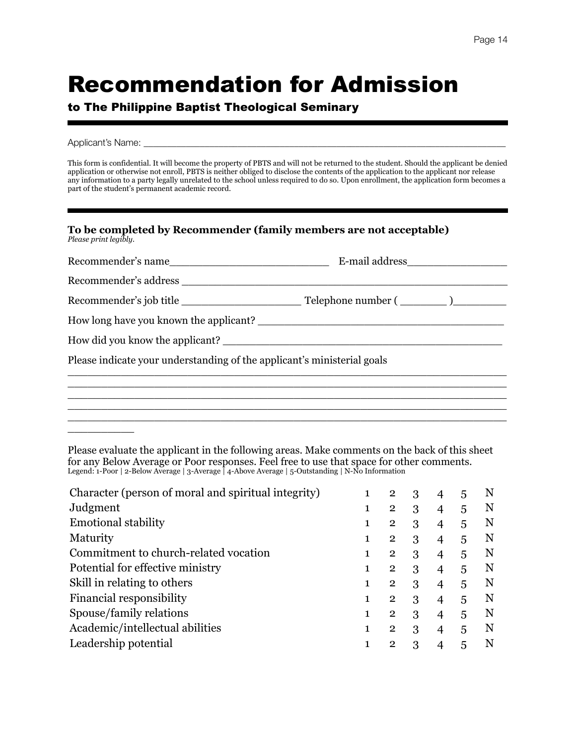# Recommendation for Admission

## to The Philippine Baptist Theological Seminary

Applicant's Name: ___________________________________________________________

This form is confidential. It will become the property of PBTS and will not be returned to the student. Should the applicant be denied application or otherwise not enroll, PBTS is neither obliged to disclose the contents of the application to the applicant nor release any information to a party legally unrelated to the school unless required to do so. Upon enrollment, the application form becomes a part of the student's permanent academic record.

**To be completed by Recommender (family members are not acceptable)**
*Please print legibly.*

Recommender's name_________________________ E-mail address________________

Recommender's address ___________________________________________________

Recommender's job title ___________________ Telephone number ( _______ )________

How long have you known the applicant? ______________________________________

How did you know the applicant? ___________________________________________

Please indicate your understanding of the applicant's ministerial goals

______________________________________________________________________
______________________________________________________________________
______________________________________________________________________
______________________________________________________________________
______________________________________________________________________
__________

Please evaluate the applicant in the following areas. Make comments on the back of this sheet for any Below Average or Poor responses. Feel free to use that space for other comments.
Legend: 1-Poor | 2-Below Average | 3-Average | 4-Above Average | 5-Outstanding | N-No Information

| Area | | | | | | |
|---|---|---|---|---|---|---|
| Character (person of moral and spiritual integrity) | 1 | 2 | 3 | 4 | 5 | N |
| Judgment | 1 | 2 | 3 | 4 | 5 | N |
| Emotional stability | 1 | 2 | 3 | 4 | 5 | N |
| Maturity | 1 | 2 | 3 | 4 | 5 | N |
| Commitment to church-related vocation | 1 | 2 | 3 | 4 | 5 | N |
| Potential for effective ministry | 1 | 2 | 3 | 4 | 5 | N |
| Skill in relating to others | 1 | 2 | 3 | 4 | 5 | N |
| Financial responsibility | 1 | 2 | 3 | 4 | 5 | N |
| Spouse/family relations | 1 | 2 | 3 | 4 | 5 | N |
| Academic/intellectual abilities | 1 | 2 | 3 | 4 | 5 | N |
| Leadership potential | 1 | 2 | 3 | 4 | 5 | N |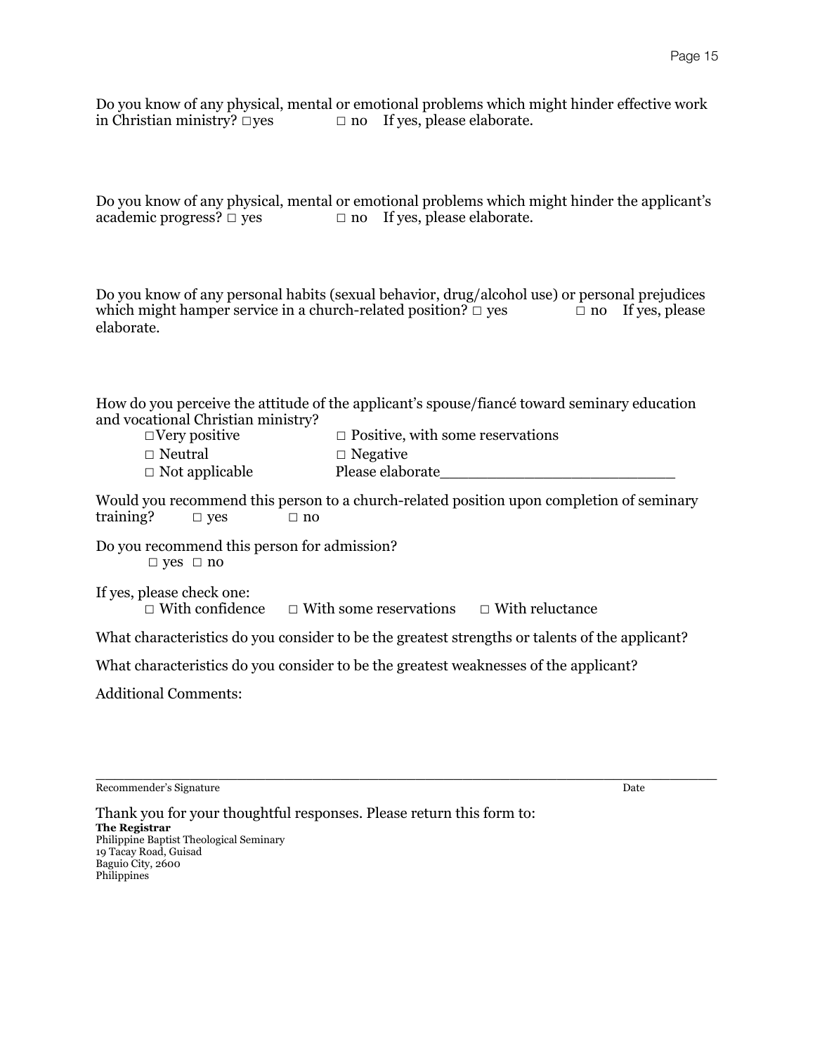Do you know of any physical, mental or emotional problems which might hinder effective work in Christian ministry? □yes □ no If yes, please elaborate.

Do you know of any physical, mental or emotional problems which might hinder the applicant's academic progress? □ yes □ no If yes, please elaborate.

Do you know of any personal habits (sexual behavior, drug/alcohol use) or personal prejudices which might hamper service in a church-related position? □ yes □ no If yes, please elaborate.

How do you perceive the attitude of the applicant's spouse/fiancé toward seminary education and vocational Christian ministry?

□Very positive □ Positive, with some reservations
□ Neutral □ Negative
□ Not applicable Please elaborate\_\_\_\_\_\_\_\_\_\_\_\_\_\_\_\_\_\_\_\_\_\_\_\_\_\_

Would you recommend this person to a church-related position upon completion of seminary training? □ yes □ no

Do you recommend this person for admission?
□ yes □ no

If yes, please check one:
□ With confidence □ With some reservations □ With reluctance

What characteristics do you consider to be the greatest strengths or talents of the applicant?

What characteristics do you consider to be the greatest weaknesses of the applicant?

Additional Comments:

\_\_\_\_\_\_\_\_\_\_\_\_\_\_\_\_\_\_\_\_\_\_\_\_\_\_\_\_\_\_\_\_\_\_\_\_\_\_\_\_\_\_\_\_\_\_\_\_\_\_\_\_\_\_\_\_\_\_\_\_
Recommender's Signature Date

Thank you for your thoughtful responses. Please return this form to:
**The Registrar**
Philippine Baptist Theological Seminary
19 Tacay Road, Guisad
Baguio City, 2600
Philippines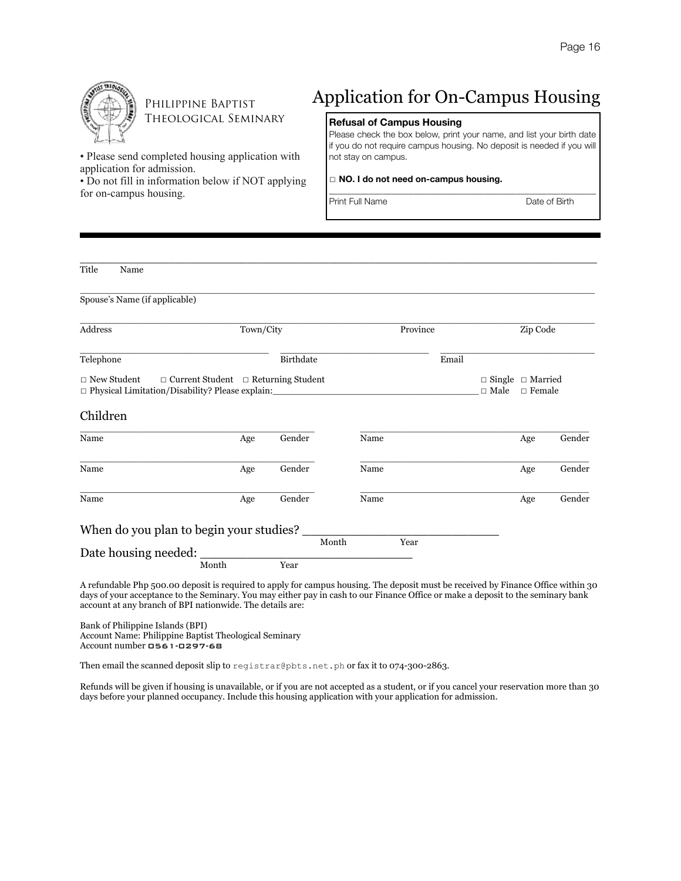Philippine Baptist Theological Seminary

• Please send completed housing application with application for admission.
• Do not fill in information below if NOT applying for on-campus housing.

# Application for On-Campus Housing

**Refusal of Campus Housing**

Please check the box below, print your name, and list your birth date if you do not require campus housing. No deposit is needed if you will not stay on campus.

□ **NO. I do not need on-campus housing.**

\_\_\_\_\_\_\_\_\_\_\_\_\_\_\_\_\_\_\_\_\_\_\_\_\_\_\_\_\_\_\_\_\_\_\_\_\_\_\_\_\_\_\_\_\_\_\_\_

Print Full Name Date of Birth

---

\_\_\_\_\_\_\_\_\_\_\_\_\_\_\_\_\_\_\_\_\_\_\_\_\_\_\_\_\_\_\_\_\_\_\_\_\_\_\_\_\_\_\_\_\_\_\_\_\_\_\_\_\_\_\_\_\_\_\_\_\_\_\_\_\_\_\_\_\_\_\_\_

Title Name

\_\_\_\_\_\_\_\_\_\_\_\_\_\_\_\_\_\_\_\_\_\_\_\_\_\_\_\_\_\_\_\_\_\_\_\_\_\_\_\_\_\_\_\_\_\_\_\_\_\_\_\_\_\_\_\_\_\_\_\_\_\_\_\_\_\_\_\_\_\_\_\_

Spouse's Name (if applicable)

\_\_\_\_\_\_\_\_\_\_\_\_\_\_\_\_\_\_\_\_\_\_\_\_\_\_\_\_\_\_\_\_\_\_\_\_\_\_\_\_\_\_\_\_\_\_\_\_\_\_\_\_\_\_\_\_\_\_\_\_\_\_\_\_\_\_\_\_\_\_\_\_

Address Town/City Province Zip Code

\_\_\_\_\_\_\_\_\_\_\_\_\_\_\_\_\_\_\_\_\_\_\_\_\_\_\_\_\_\_\_\_\_\_\_\_\_\_\_\_\_\_\_\_\_\_\_\_\_\_\_\_\_\_\_\_\_\_\_\_\_\_\_\_\_\_\_\_\_\_\_\_

Telephone Birthdate Email

□ New Student □ Current Student □ Returning Student □ Single □ Married

□ Physical Limitation/Disability? Please explain:\_\_\_\_\_\_\_\_\_\_\_\_\_\_\_\_\_\_\_\_\_\_\_\_\_\_\_\_\_\_\_\_\_\_\_\_ □ Male □ Female

## Children

| Name | Age | Gender | Name | Age | Gender |
|---|---|---|---|---|---|
| | | | | | |
| Name | Age | Gender | Name | Age | Gender |
| | | | | | |
| Name | Age | Gender | Name | Age | Gender |

When do you plan to begin your studies? \_\_\_\_\_\_\_\_\_\_\_\_\_\_\_\_\_\_\_\_\_\_\_\_\_\_\_\_

Month Year

Date housing needed: \_\_\_\_\_\_\_\_\_\_\_\_\_\_\_\_\_\_\_\_\_\_\_\_\_\_\_\_\_\_

Month Year

A refundable Php 500.00 deposit is required to apply for campus housing. The deposit must be received by Finance Office within 30 days of your acceptance to the Seminary. You may either pay in cash to our Finance Office or make a deposit to the seminary bank account at any branch of BPI nationwide. The details are:

Bank of Philippine Islands (BPI)
Account Name: Philippine Baptist Theological Seminary
Account number 0561-0297-68

Then email the scanned deposit slip to registrar@pbts.net.ph or fax it to 074-300-2863.

Refunds will be given if housing is unavailable, or if you are not accepted as a student, or if you cancel your reservation more than 30 days before your planned occupancy. Include this housing application with your application for admission.